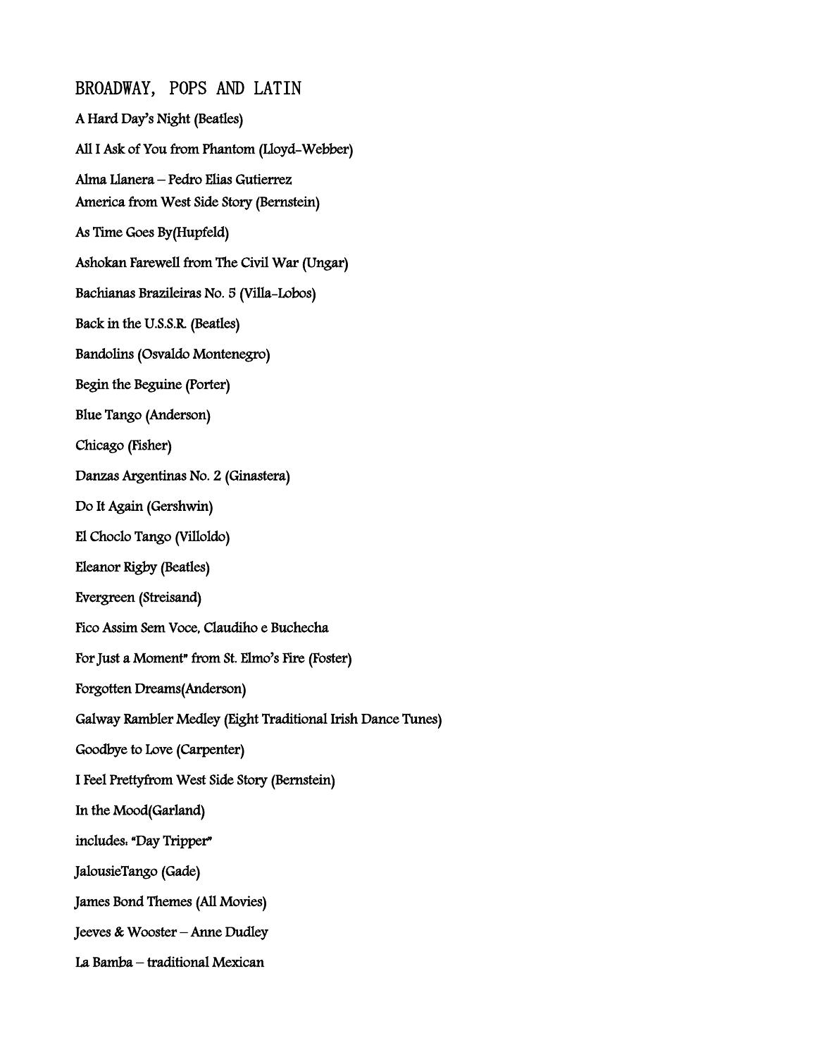# BROADWAY, POPS AND LATIN

**A Hard Day's Night (Beatles)**

**All I Ask of You from Phantom (Lloyd-Webber)**

**Alma Llanera – Pedro Elias Gutierrez**
**America from West Side Story (Bernstein)**

**As Time Goes By(Hupfeld)**

**Ashokan Farewell from The Civil War (Ungar)**

**Bachianas Brazileiras No. 5 (Villa-Lobos)**

**Back in the U.S.S.R. (Beatles)**

**Bandolins (Osvaldo Montenegro)**

**Begin the Beguine (Porter)**

**Blue Tango (Anderson)**

**Chicago (Fisher)**

**Danzas Argentinas No. 2 (Ginastera)**

**Do It Again (Gershwin)**

**El Choclo Tango (Villoldo)**

**Eleanor Rigby (Beatles)**

**Evergreen (Streisand)**

**Fico Assim Sem Voce, Claudiho e Buchecha**

**For Just a Moment" from St. Elmo's Fire (Foster)**

**Forgotten Dreams(Anderson)**

**Galway Rambler Medley (Eight Traditional Irish Dance Tunes)**

**Goodbye to Love (Carpenter)**

**I Feel Prettyfrom West Side Story (Bernstein)**

**In the Mood(Garland)**

**includes: "Day Tripper"**

**JalousieTango (Gade)**

**James Bond Themes (All Movies)**

**Jeeves & Wooster – Anne Dudley**

**La Bamba – traditional Mexican**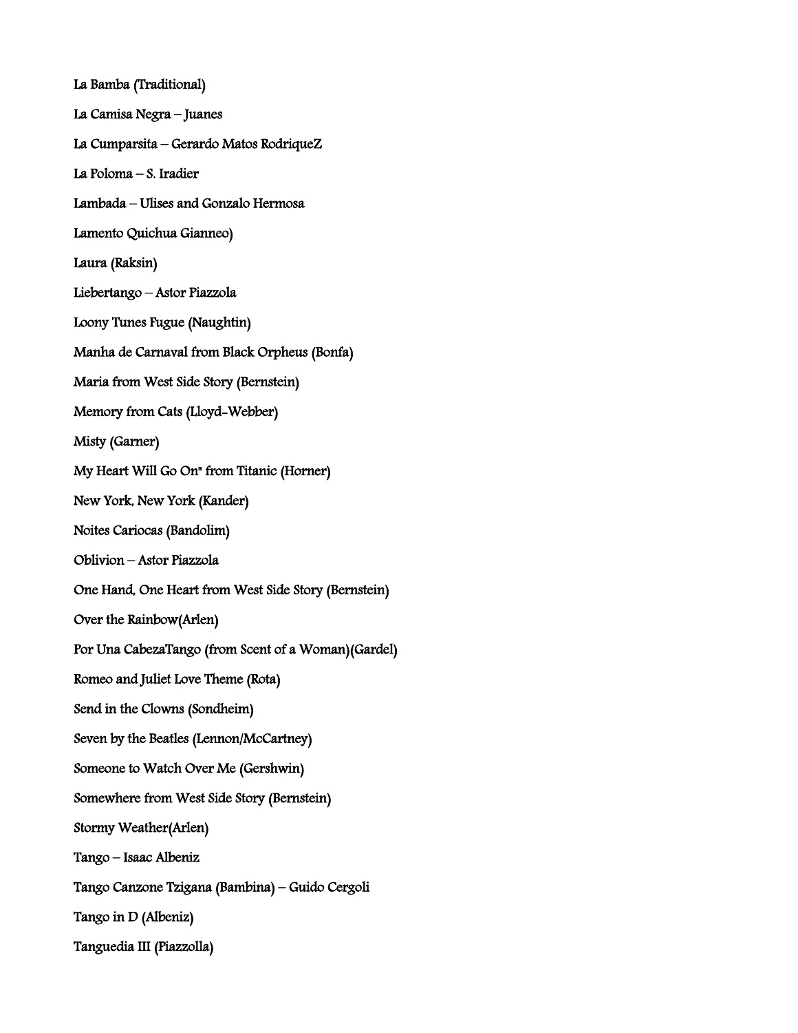La Bamba (Traditional)

La Camisa Negra – Juanes

La Cumparsita – Gerardo Matos RodriqueZ

La Poloma – S. Iradier

Lambada – Ulises and Gonzalo Hermosa

Lamento Quichua Gianneo)

Laura (Raksin)

Liebertango – Astor Piazzola

Loony Tunes Fugue (Naughtin)

Manha de Carnaval from Black Orpheus (Bonfa)

Maria from West Side Story (Bernstein)

Memory from Cats (Lloyd-Webber)

Misty (Garner)

My Heart Will Go On" from Titanic (Horner)

New York, New York (Kander)

Noites Cariocas (Bandolim)

Oblivion – Astor Piazzola

One Hand, One Heart from West Side Story (Bernstein)

Over the Rainbow(Arlen)

Por Una CabezaTango (from Scent of a Woman)(Gardel)

Romeo and Juliet Love Theme (Rota)

Send in the Clowns (Sondheim)

Seven by the Beatles (Lennon/McCartney)

Someone to Watch Over Me (Gershwin)

Somewhere from West Side Story (Bernstein)

Stormy Weather(Arlen)

Tango – Isaac Albeniz

Tango Canzone Tzigana (Bambina) – Guido Cergoli

Tango in D (Albeniz)

Tanguedia III (Piazzolla)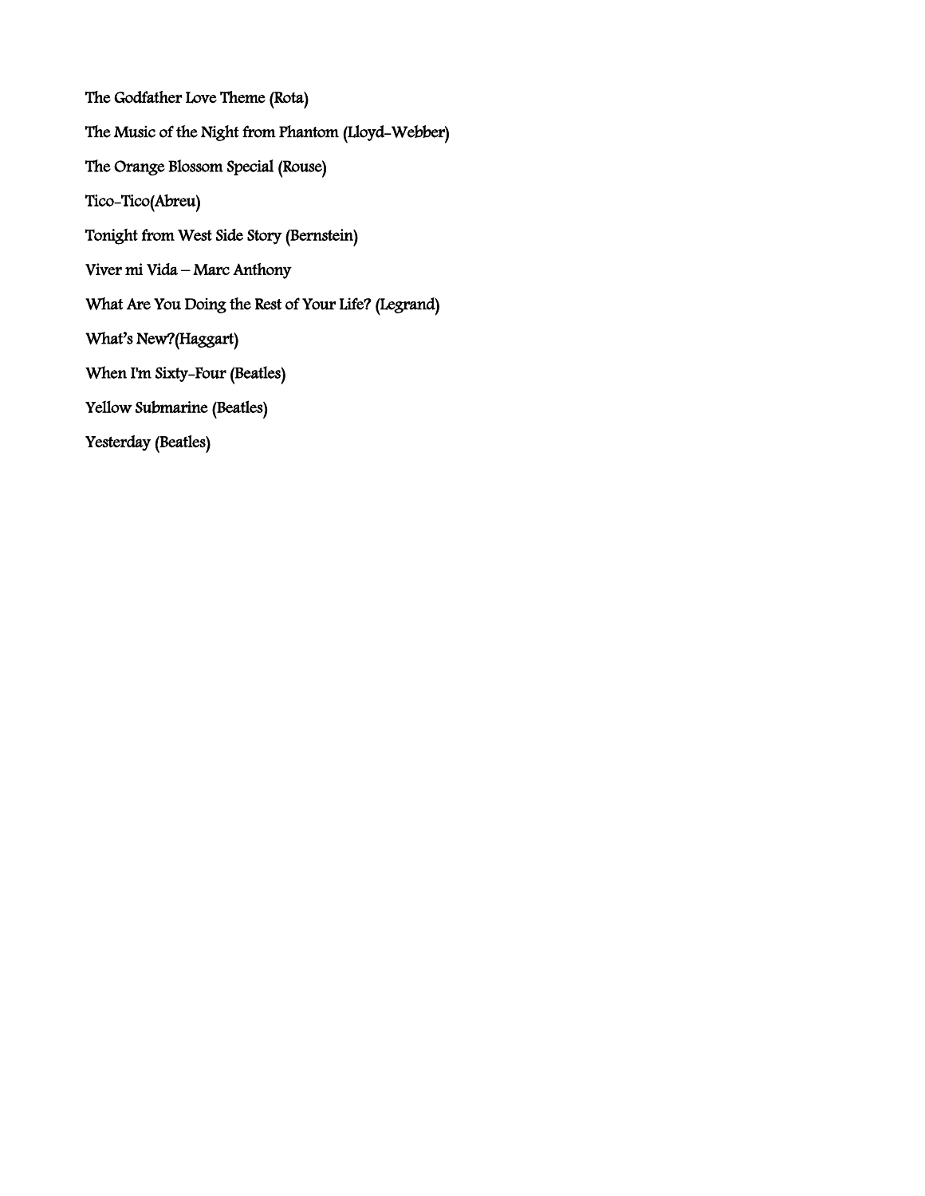The Godfather Love Theme (Rota)

The Music of the Night from Phantom (Lloyd-Webber)

The Orange Blossom Special (Rouse)

Tico-Tico(Abreu)

Tonight from West Side Story (Bernstein)

Viver mi Vida – Marc Anthony

What Are You Doing the Rest of Your Life? (Legrand)

What's New?(Haggart)

When I'm Sixty-Four (Beatles)

Yellow Submarine (Beatles)

Yesterday (Beatles)